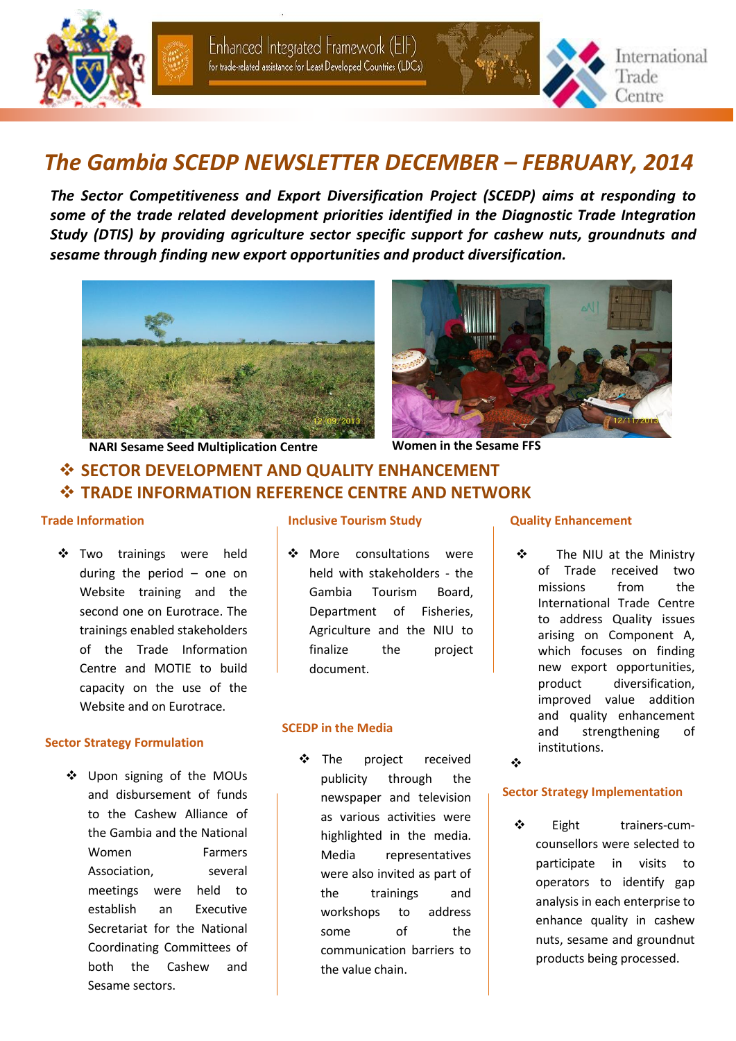Enhanced Integrated Framework (EIF)
for trade-related assistance for Least Developed Countries (LDCs)

International Trade Centre

# *The Gambia SCEDP NEWSLETTER DECEMBER – FEBRUARY, 2014*

***The Sector Competitiveness and Export Diversification Project (SCEDP) aims at responding to some of the trade related development priorities identified in the Diagnostic Trade Integration Study (DTIS) by providing agriculture sector specific support for cashew nuts, groundnuts and sesame through finding new export opportunities and product diversification.***

**NARI Sesame Seed Multiplication Centre**

**Women in the Sesame FFS**

## ❖ SECTOR DEVELOPMENT AND QUALITY ENHANCEMENT

## ❖ TRADE INFORMATION REFERENCE CENTRE AND NETWORK

### Trade Information

- Two trainings were held during the period – one on Website training and the second one on Eurotrace. The trainings enabled stakeholders of the Trade Information Centre and MOTIE to build capacity on the use of the Website and on Eurotrace.

### Sector Strategy Formulation

- Upon signing of the MOUs and disbursement of funds to the Cashew Alliance of the Gambia and the National Women Farmers Association, several meetings were held to establish an Executive Secretariat for the National Coordinating Committees of both the Cashew and Sesame sectors.

### Inclusive Tourism Study

- More consultations were held with stakeholders - the Gambia Tourism Board, Department of Fisheries, Agriculture and the NIU to finalize the project document.

### SCEDP in the Media

- The project received publicity through the newspaper and television as various activities were highlighted in the media. Media representatives were also invited as part of the trainings and workshops to address some of the communication barriers to the value chain.

### Quality Enhancement

- The NIU at the Ministry of Trade received two missions from the International Trade Centre to address Quality issues arising on Component A, which focuses on finding new export opportunities, product diversification, improved value addition and quality enhancement and strengthening of institutions.

### Sector Strategy Implementation

- Eight trainers-cum-counsellors were selected to participate in visits to operators to identify gap analysis in each enterprise to enhance quality in cashew nuts, sesame and groundnut products being processed.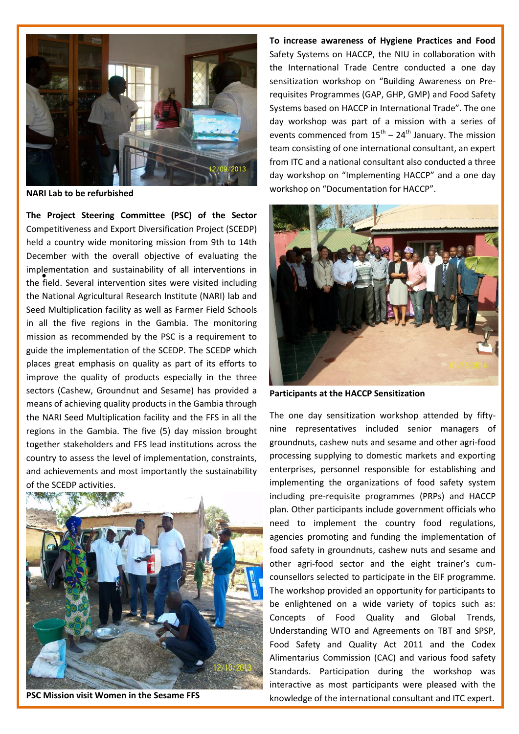**NARI Lab to be refurbished**

**The Project Steering Committee (PSC) of the Sector** Competitiveness and Export Diversification Project (SCEDP) held a country wide monitoring mission from 9th to 14th December with the overall objective of evaluating the implementation and sustainability of all interventions in the field. Several intervention sites were visited including the National Agricultural Research Institute (NARI) lab and Seed Multiplication facility as well as Farmer Field Schools in all the five regions in the Gambia. The monitoring mission as recommended by the PSC is a requirement to guide the implementation of the SCEDP. The SCEDP which places great emphasis on quality as part of its efforts to improve the quality of products especially in the three sectors (Cashew, Groundnut and Sesame) has provided a means of achieving quality products in the Gambia through the NARI Seed Multiplication facility and the FFS in all the regions in the Gambia. The five (5) day mission brought together stakeholders and FFS lead institutions across the country to assess the level of implementation, constraints, and achievements and most importantly the sustainability of the SCEDP activities.

**PSC Mission visit Women in the Sesame FFS**

**To increase awareness of Hygiene Practices and Food** Safety Systems on HACCP, the NIU in collaboration with the International Trade Centre conducted a one day sensitization workshop on "Building Awareness on Pre-requisites Programmes (GAP, GHP, GMP) and Food Safety Systems based on HACCP in International Trade". The one day workshop was part of a mission with a series of events commenced from 15th – 24th January. The mission team consisting of one international consultant, an expert from ITC and a national consultant also conducted a three day workshop on "Implementing HACCP" and a one day workshop on "Documentation for HACCP".

**Participants at the HACCP Sensitization**

The one day sensitization workshop attended by fifty-nine representatives included senior managers of groundnuts, cashew nuts and sesame and other agri-food processing supplying to domestic markets and exporting enterprises, personnel responsible for establishing and implementing the organizations of food safety system including pre-requisite programmes (PRPs) and HACCP plan. Other participants include government officials who need to implement the country food regulations, agencies promoting and funding the implementation of food safety in groundnuts, cashew nuts and sesame and other agri-food sector and the eight trainer's cum-counsellors selected to participate in the EIF programme. The workshop provided an opportunity for participants to be enlightened on a wide variety of topics such as: Concepts of Food Quality and Global Trends, Understanding WTO and Agreements on TBT and SPSP, Food Safety and Quality Act 2011 and the Codex Alimentarius Commission (CAC) and various food safety Standards. Participation during the workshop was interactive as most participants were pleased with the knowledge of the international consultant and ITC expert.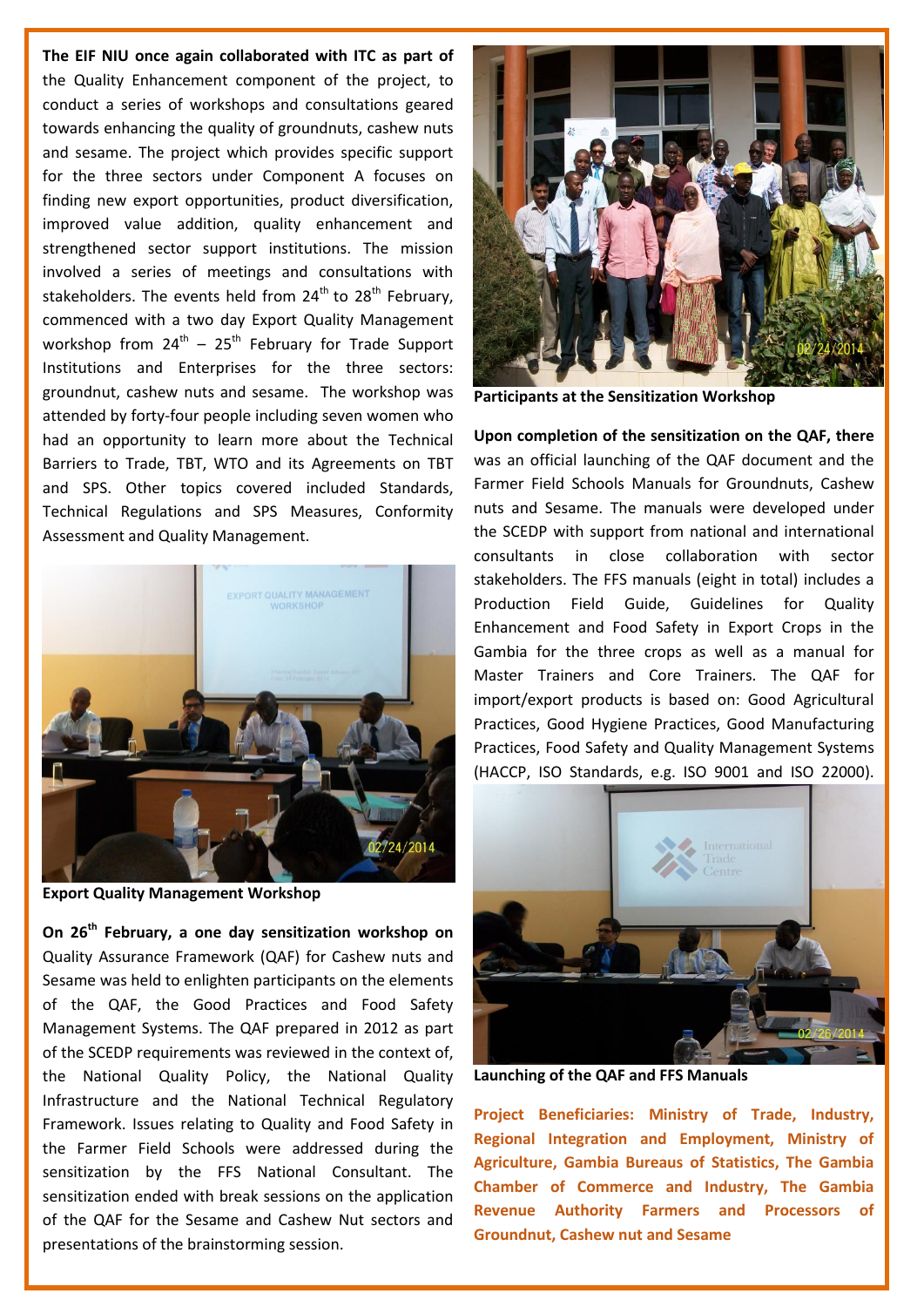**The EIF NIU once again collaborated with ITC as part of** the Quality Enhancement component of the project, to conduct a series of workshops and consultations geared towards enhancing the quality of groundnuts, cashew nuts and sesame. The project which provides specific support for the three sectors under Component A focuses on finding new export opportunities, product diversification, improved value addition, quality enhancement and strengthened sector support institutions. The mission involved a series of meetings and consultations with stakeholders. The events held from 24th to 28th February, commenced with a two day Export Quality Management workshop from 24th – 25th February for Trade Support Institutions and Enterprises for the three sectors: groundnut, cashew nuts and sesame. The workshop was attended by forty-four people including seven women who had an opportunity to learn more about the Technical Barriers to Trade, TBT, WTO and its Agreements on TBT and SPS. Other topics covered included Standards, Technical Regulations and SPS Measures, Conformity Assessment and Quality Management.

**Export Quality Management Workshop**

**On 26th February, a one day sensitization workshop on** Quality Assurance Framework (QAF) for Cashew nuts and Sesame was held to enlighten participants on the elements of the QAF, the Good Practices and Food Safety Management Systems. The QAF prepared in 2012 as part of the SCEDP requirements was reviewed in the context of, the National Quality Policy, the National Quality Infrastructure and the National Technical Regulatory Framework. Issues relating to Quality and Food Safety in the Farmer Field Schools were addressed during the sensitization by the FFS National Consultant. The sensitization ended with break sessions on the application of the QAF for the Sesame and Cashew Nut sectors and presentations of the brainstorming session.

**Participants at the Sensitization Workshop**

**Upon completion of the sensitization on the QAF, there** was an official launching of the QAF document and the Farmer Field Schools Manuals for Groundnuts, Cashew nuts and Sesame. The manuals were developed under the SCEDP with support from national and international consultants in close collaboration with sector stakeholders. The FFS manuals (eight in total) includes a Production Field Guide, Guidelines for Quality Enhancement and Food Safety in Export Crops in the Gambia for the three crops as well as a manual for Master Trainers and Core Trainers. The QAF for import/export products is based on: Good Agricultural Practices, Good Hygiene Practices, Good Manufacturing Practices, Food Safety and Quality Management Systems (HACCP, ISO Standards, e.g. ISO 9001 and ISO 22000).

**Launching of the QAF and FFS Manuals**

**Project Beneficiaries: Ministry of Trade, Industry, Regional Integration and Employment, Ministry of Agriculture, Gambia Bureaus of Statistics, The Gambia Chamber of Commerce and Industry, The Gambia Revenue Authority Farmers and Processors of Groundnut, Cashew nut and Sesame**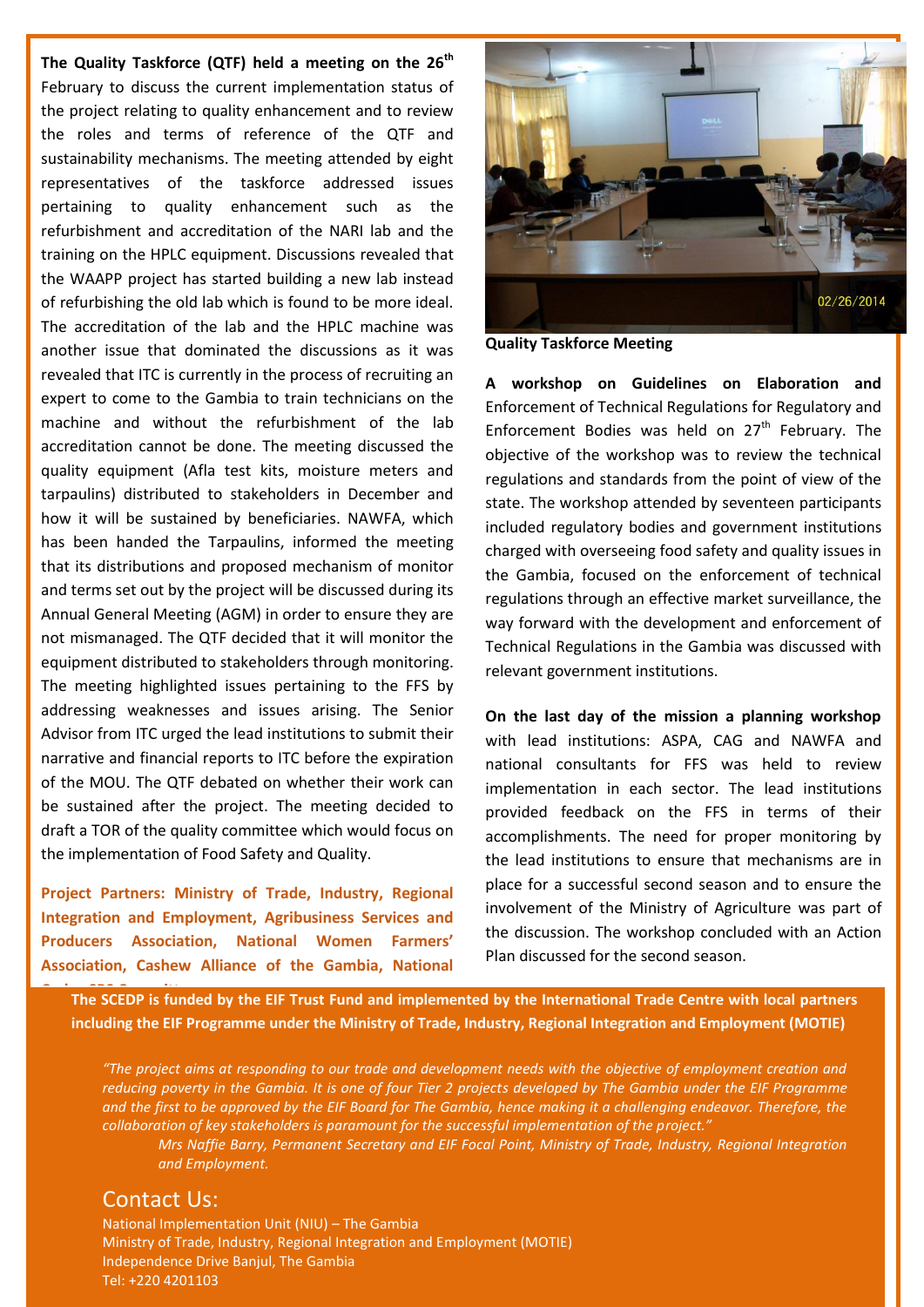**The Quality Taskforce (QTF) held a meeting on the 26th** February to discuss the current implementation status of the project relating to quality enhancement and to review the roles and terms of reference of the QTF and sustainability mechanisms. The meeting attended by eight representatives of the taskforce addressed issues pertaining to quality enhancement such as the refurbishment and accreditation of the NARI lab and the training on the HPLC equipment. Discussions revealed that the WAAPP project has started building a new lab instead of refurbishing the old lab which is found to be more ideal. The accreditation of the lab and the HPLC machine was another issue that dominated the discussions as it was revealed that ITC is currently in the process of recruiting an expert to come to the Gambia to train technicians on the machine and without the refurbishment of the lab accreditation cannot be done. The meeting discussed the quality equipment (Afla test kits, moisture meters and tarpaulins) distributed to stakeholders in December and how it will be sustained by beneficiaries. NAWFA, which has been handed the Tarpaulins, informed the meeting that its distributions and proposed mechanism of monitor and terms set out by the project will be discussed during its Annual General Meeting (AGM) in order to ensure they are not mismanaged. The QTF decided that it will monitor the equipment distributed to stakeholders through monitoring. The meeting highlighted issues pertaining to the FFS by addressing weaknesses and issues arising. The Senior Advisor from ITC urged the lead institutions to submit their narrative and financial reports to ITC before the expiration of the MOU. The QTF debated on whether their work can be sustained after the project. The meeting decided to draft a TOR of the quality committee which would focus on the implementation of Food Safety and Quality.

**Project Partners: Ministry of Trade, Industry, Regional Integration and Employment, Agribusiness Services and Producers Association, National Women Farmers' Association, Cashew Alliance of the Gambia, National**

02/26/2014

**Quality Taskforce Meeting**

**A workshop on Guidelines on Elaboration and** Enforcement of Technical Regulations for Regulatory and Enforcement Bodies was held on 27th February. The objective of the workshop was to review the technical regulations and standards from the point of view of the state. The workshop attended by seventeen participants included regulatory bodies and government institutions charged with overseeing food safety and quality issues in the Gambia, focused on the enforcement of technical regulations through an effective market surveillance, the way forward with the development and enforcement of Technical Regulations in the Gambia was discussed with relevant government institutions.

**On the last day of the mission a planning workshop** with lead institutions: ASPA, CAG and NAWFA and national consultants for FFS was held to review implementation in each sector. The lead institutions provided feedback on the FFS in terms of their accomplishments. The need for proper monitoring by the lead institutions to ensure that mechanisms are in place for a successful second season and to ensure the involvement of the Ministry of Agriculture was part of the discussion. The workshop concluded with an Action Plan discussed for the second season.

**The SCEDP is funded by the EIF Trust Fund and implemented by the International Trade Centre with local partners including the EIF Programme under the Ministry of Trade, Industry, Regional Integration and Employment (MOTIE)**

*"The project aims at responding to our trade and development needs with the objective of employment creation and reducing poverty in the Gambia. It is one of four Tier 2 projects developed by The Gambia under the EIF Programme and the first to be approved by the EIF Board for The Gambia, hence making it a challenging endeavor. Therefore, the collaboration of key stakeholders is paramount for the successful implementation of the project."*

*Mrs Naffie Barry, Permanent Secretary and EIF Focal Point, Ministry of Trade, Industry, Regional Integration and Employment.*

## Contact Us:

National Implementation Unit (NIU) – The Gambia
Ministry of Trade, Industry, Regional Integration and Employment (MOTIE)
Independence Drive Banjul, The Gambia
Tel: +220 4201103